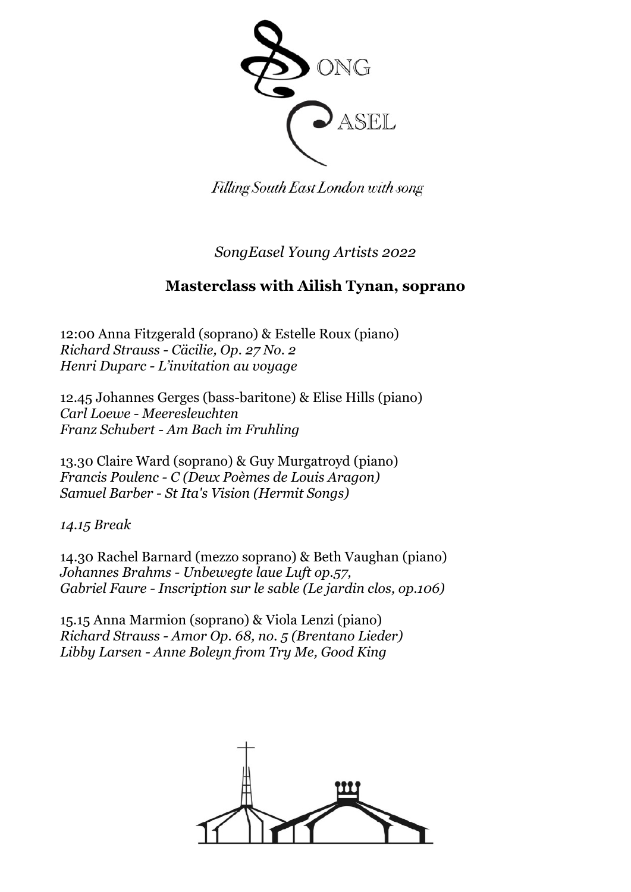SONG EASEL

*Filling South East London with song*

*SongEasel Young Artists 2022*

## **Masterclass with Ailish Tynan, soprano**

12:00 Anna Fitzgerald (soprano) & Estelle Roux (piano)
*Richard Strauss - Cäcilie, Op. 27 No. 2*
*Henri Duparc - L'invitation au voyage*

12.45 Johannes Gerges (bass-baritone) & Elise Hills (piano)
*Carl Loewe - Meeresleuchten*
*Franz Schubert - Am Bach im Fruhling*

13.30 Claire Ward (soprano) & Guy Murgatroyd (piano)
*Francis Poulenc - C (Deux Poèmes de Louis Aragon)*
*Samuel Barber - St Ita's Vision (Hermit Songs)*

*14.15 Break*

14.30 Rachel Barnard (mezzo soprano) & Beth Vaughan (piano)
*Johannes Brahms - Unbewegte laue Luft op.57,*
*Gabriel Faure - Inscription sur le sable (Le jardin clos, op.106)*

15.15 Anna Marmion (soprano) & Viola Lenzi (piano)
*Richard Strauss - Amor Op. 68, no. 5 (Brentano Lieder)*
*Libby Larsen - Anne Boleyn from Try Me, Good King*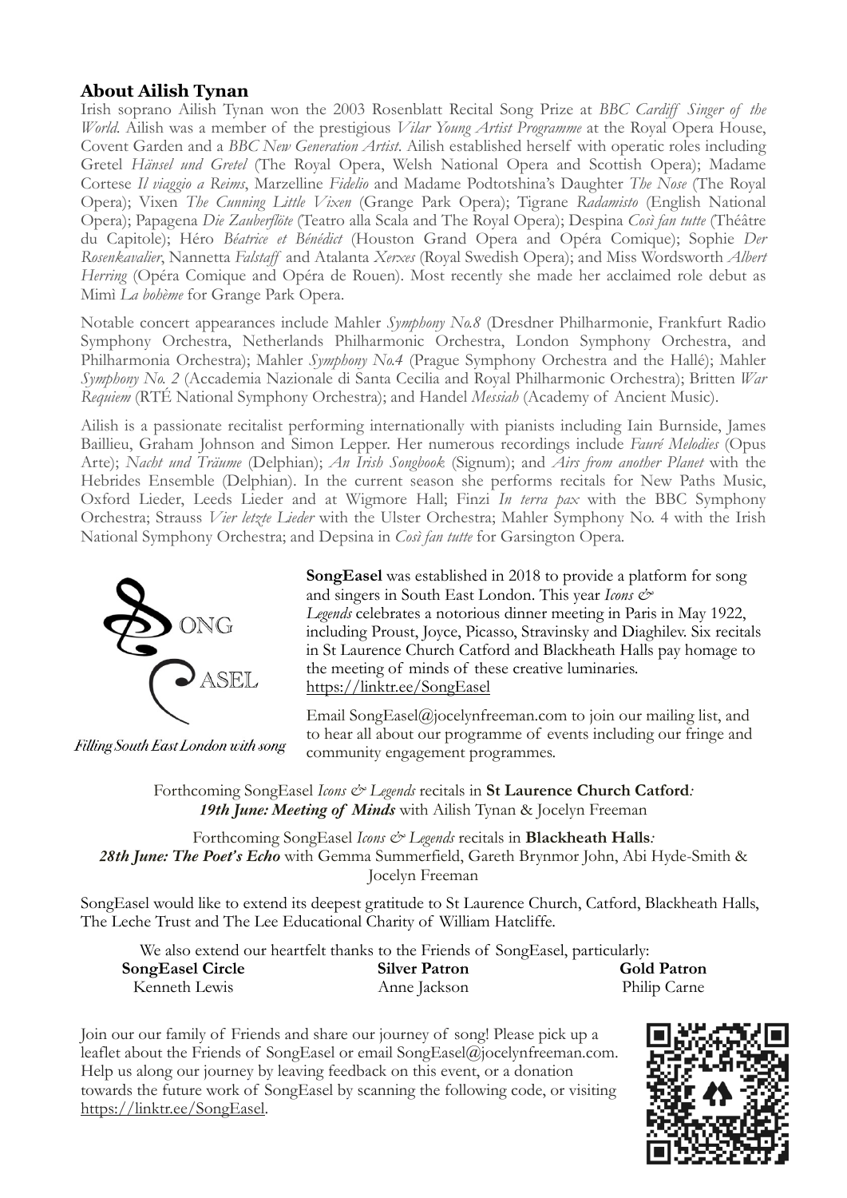## About Ailish Tynan

Irish soprano Ailish Tynan won the 2003 Rosenblatt Recital Song Prize at *BBC Cardiff Singer of the World*. Ailish was a member of the prestigious *Vilar Young Artist Programme* at the Royal Opera House, Covent Garden and a *BBC New Generation Artist*. Ailish established herself with operatic roles including Gretel *Hänsel und Gretel* (The Royal Opera, Welsh National Opera and Scottish Opera); Madame Cortese *Il viaggio a Reims*, Marzelline *Fidelio* and Madame Podtotshina's Daughter *The Nose* (The Royal Opera); Vixen *The Cunning Little Vixen* (Grange Park Opera); Tigrane *Radamisto* (English National Opera); Papagena *Die Zauberflöte* (Teatro alla Scala and The Royal Opera); Despina *Così fan tutte* (Théâtre du Capitole); Héro *Béatrice et Bénédict* (Houston Grand Opera and Opéra Comique); Sophie *Der Rosenkavalier*, Nannetta *Falstaff* and Atalanta *Xerxes* (Royal Swedish Opera); and Miss Wordsworth *Albert Herring* (Opéra Comique and Opéra de Rouen). Most recently she made her acclaimed role debut as Mimì *La bohème* for Grange Park Opera.

Notable concert appearances include Mahler *Symphony No.8* (Dresdner Philharmonie, Frankfurt Radio Symphony Orchestra, Netherlands Philharmonic Orchestra, London Symphony Orchestra, and Philharmonia Orchestra); Mahler *Symphony No.4* (Prague Symphony Orchestra and the Hallé); Mahler *Symphony No. 2* (Accademia Nazionale di Santa Cecilia and Royal Philharmonic Orchestra); Britten *War Requiem* (RTÉ National Symphony Orchestra); and Handel *Messiah* (Academy of Ancient Music).

Ailish is a passionate recitalist performing internationally with pianists including Iain Burnside, James Baillieu, Graham Johnson and Simon Lepper. Her numerous recordings include *Fauré Melodies* (Opus Arte); *Nacht und Träume* (Delphian); *An Irish Songbook* (Signum); and *Airs from another Planet* with the Hebrides Ensemble (Delphian). In the current season she performs recitals for New Paths Music, Oxford Lieder, Leeds Lieder and at Wigmore Hall; Finzi *In terra pax* with the BBC Symphony Orchestra; Strauss *Vier letzte Lieder* with the Ulster Orchestra; Mahler Symphony No. 4 with the Irish National Symphony Orchestra; and Depsina in *Così fan tutte* for Garsington Opera.

SONG EASEL

*Filling South East London with song*

**SongEasel** was established in 2018 to provide a platform for song and singers in South East London. This year *Icons & Legends* celebrates a notorious dinner meeting in Paris in May 1922, including Proust, Joyce, Picasso, Stravinsky and Diaghilev. Six recitals in St Laurence Church Catford and Blackheath Halls pay homage to the meeting of minds of these creative luminaries. https://linktr.ee/SongEasel

Email SongEasel@jocelynfreeman.com to join our mailing list, and to hear all about our programme of events including our fringe and community engagement programmes.

Forthcoming SongEasel *Icons & Legends* recitals in **St Laurence Church Catford***:*
***19th June: Meeting of Minds*** with Ailish Tynan & Jocelyn Freeman

Forthcoming SongEasel *Icons & Legends* recitals in **Blackheath Halls***:*
***28th June: The Poet's Echo*** with Gemma Summerfield, Gareth Brynmor John, Abi Hyde-Smith & Jocelyn Freeman

SongEasel would like to extend its deepest gratitude to St Laurence Church, Catford, Blackheath Halls, The Leche Trust and The Lee Educational Charity of William Hatcliffe.

We also extend our heartfelt thanks to the Friends of SongEasel, particularly:

| SongEasel Circle | Silver Patron | Gold Patron |
|---|---|---|
| Kenneth Lewis | Anne Jackson | Philip Carne |

Join our our family of Friends and share our journey of song! Please pick up a leaflet about the Friends of SongEasel or email SongEasel@jocelynfreeman.com. Help us along our journey by leaving feedback on this event, or a donation towards the future work of SongEasel by scanning the following code, or visiting https://linktr.ee/SongEasel.